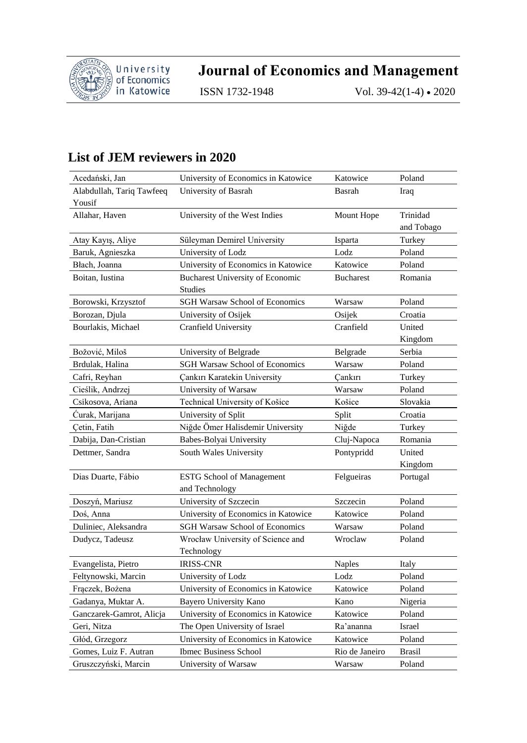## List of JEM reviewers in 2020

| | | | |
|---|---|---|---|
| Acedański, Jan | University of Economics in Katowice | Katowice | Poland |
| Alabdullah, Tariq Tawfeeq Yousif | University of Basrah | Basrah | Iraq |
| Allahar, Haven | University of the West Indies | Mount Hope | Trinidad and Tobago |
| Atay Kayış, Aliye | Süleyman Demirel University | Isparta | Turkey |
| Baruk, Agnieszka | University of Lodz | Lodz | Poland |
| Błach, Joanna | University of Economics in Katowice | Katowice | Poland |
| Boitan, Iustina | Bucharest University of Economic Studies | Bucharest | Romania |
| Borowski, Krzysztof | SGH Warsaw School of Economics | Warsaw | Poland |
| Borozan, Djula | University of Osijek | Osijek | Croatia |
| Bourlakis, Michael | Cranfield University | Cranfield | United Kingdom |
| Božović, Miloš | University of Belgrade | Belgrade | Serbia |
| Brdulak, Halina | SGH Warsaw School of Economics | Warsaw | Poland |
| Cafri, Reyhan | Çankırı Karatekin University | Çankırı | Turkey |
| Cieślik, Andrzej | University of Warsaw | Warsaw | Poland |
| Csikosova, Ariana | Technical University of Košice | Košice | Slovakia |
| Ćurak, Marijana | University of Split | Split | Croatia |
| Çetin, Fatih | Niğde Ömer Halisdemir University | Niğde | Turkey |
| Dabija, Dan-Cristian | Babes-Bolyai University | Cluj-Napoca | Romania |
| Dettmer, Sandra | South Wales University | Pontypridd | United Kingdom |
| Dias Duarte, Fábio | ESTG School of Management and Technology | Felgueiras | Portugal |
| Doszyń, Mariusz | University of Szczecin | Szczecin | Poland |
| Doś, Anna | University of Economics in Katowice | Katowice | Poland |
| Duliniec, Aleksandra | SGH Warsaw School of Economics | Warsaw | Poland |
| Dudycz, Tadeusz | Wrocław University of Science and Technology | Wroclaw | Poland |
| Evangelista, Pietro | IRISS-CNR | Naples | Italy |
| Feltynowski, Marcin | University of Lodz | Lodz | Poland |
| Frączek, Bożena | University of Economics in Katowice | Katowice | Poland |
| Gadanya, Muktar A. | Bayero University Kano | Kano | Nigeria |
| Ganczarek-Gamrot, Alicja | University of Economics in Katowice | Katowice | Poland |
| Geri, Nitza | The Open University of Israel | Ra'ananna | Israel |
| Głód, Grzegorz | University of Economics in Katowice | Katowice | Poland |
| Gomes, Luiz F. Autran | Ibmec Business School | Rio de Janeiro | Brasil |
| Gruszczyński, Marcin | University of Warsaw | Warsaw | Poland |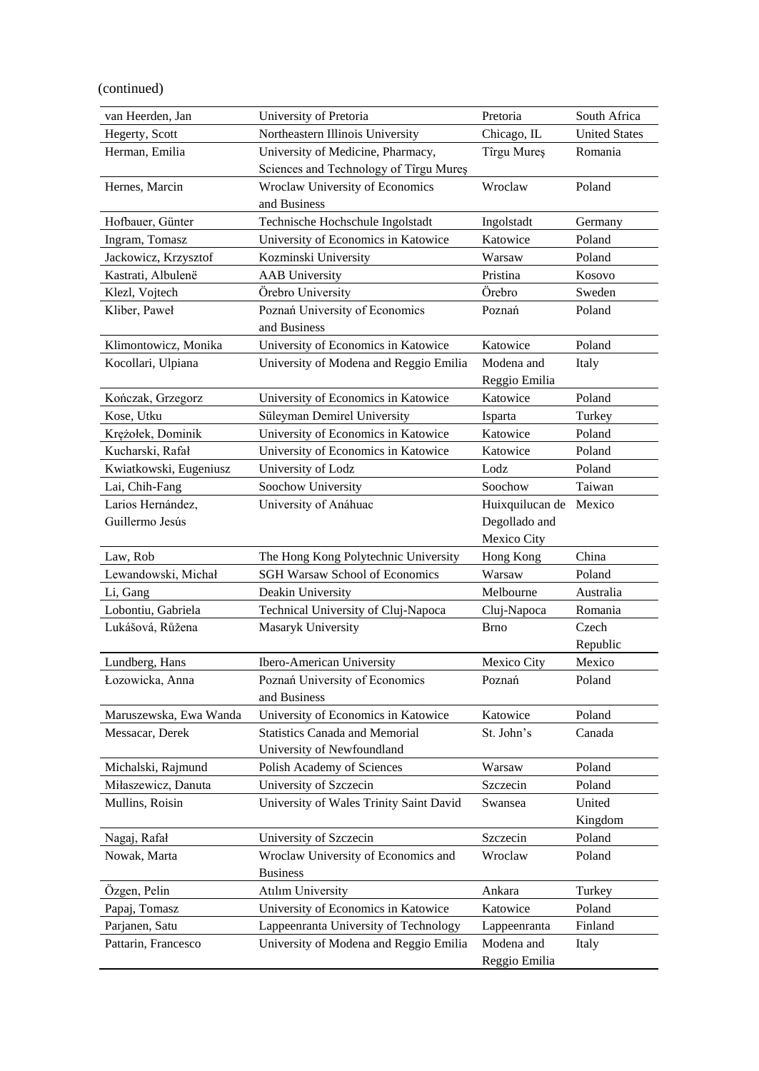(continued)

| | | | |
|---|---|---|---|
| van Heerden, Jan | University of Pretoria | Pretoria | South Africa |
| Hegerty, Scott | Northeastern Illinois University | Chicago, IL | United States |
| Herman, Emilia | University of Medicine, Pharmacy, Sciences and Technology of Tîrgu Mureș | Tîrgu Mureș | Romania |
| Hernes, Marcin | Wroclaw University of Economics and Business | Wroclaw | Poland |
| Hofbauer, Günter | Technische Hochschule Ingolstadt | Ingolstadt | Germany |
| Ingram, Tomasz | University of Economics in Katowice | Katowice | Poland |
| Jackowicz, Krzysztof | Kozminski University | Warsaw | Poland |
| Kastrati, Albulenë | AAB University | Pristina | Kosovo |
| Klezl, Vojtech | Örebro University | Örebro | Sweden |
| Kliber, Paweł | Poznań University of Economics and Business | Poznań | Poland |
| Klimontowicz, Monika | University of Economics in Katowice | Katowice | Poland |
| Kocollari, Ulpiana | University of Modena and Reggio Emilia | Modena and Reggio Emilia | Italy |
| Kończak, Grzegorz | University of Economics in Katowice | Katowice | Poland |
| Kose, Utku | Süleyman Demirel University | Isparta | Turkey |
| Krężołek, Dominik | University of Economics in Katowice | Katowice | Poland |
| Kucharski, Rafał | University of Economics in Katowice | Katowice | Poland |
| Kwiatkowski, Eugeniusz | University of Lodz | Lodz | Poland |
| Lai, Chih-Fang | Soochow University | Soochow | Taiwan |
| Larios Hernández, Guillermo Jesús | University of Anáhuac | Huixquilucan de Degollado and Mexico City | Mexico |
| Law, Rob | The Hong Kong Polytechnic University | Hong Kong | China |
| Lewandowski, Michał | SGH Warsaw School of Economics | Warsaw | Poland |
| Li, Gang | Deakin University | Melbourne | Australia |
| Lobontiu, Gabriela | Technical University of Cluj-Napoca | Cluj-Napoca | Romania |
| Lukášová, Růžena | Masaryk University | Brno | Czech Republic |
| Lundberg, Hans | Ibero-American University | Mexico City | Mexico |
| Łozowicka, Anna | Poznań University of Economics and Business | Poznań | Poland |
| Maruszewska, Ewa Wanda | University of Economics in Katowice | Katowice | Poland |
| Messacar, Derek | Statistics Canada and Memorial University of Newfoundland | St. John's | Canada |
| Michalski, Rajmund | Polish Academy of Sciences | Warsaw | Poland |
| Miłaszewicz, Danuta | University of Szczecin | Szczecin | Poland |
| Mullins, Roisin | University of Wales Trinity Saint David | Swansea | United Kingdom |
| Nagaj, Rafał | University of Szczecin | Szczecin | Poland |
| Nowak, Marta | Wroclaw University of Economics and Business | Wroclaw | Poland |
| Özgen, Pelin | Atılım University | Ankara | Turkey |
| Papaj, Tomasz | University of Economics in Katowice | Katowice | Poland |
| Parjanen, Satu | Lappeenranta University of Technology | Lappeenranta | Finland |
| Pattarin, Francesco | University of Modena and Reggio Emilia | Modena and Reggio Emilia | Italy |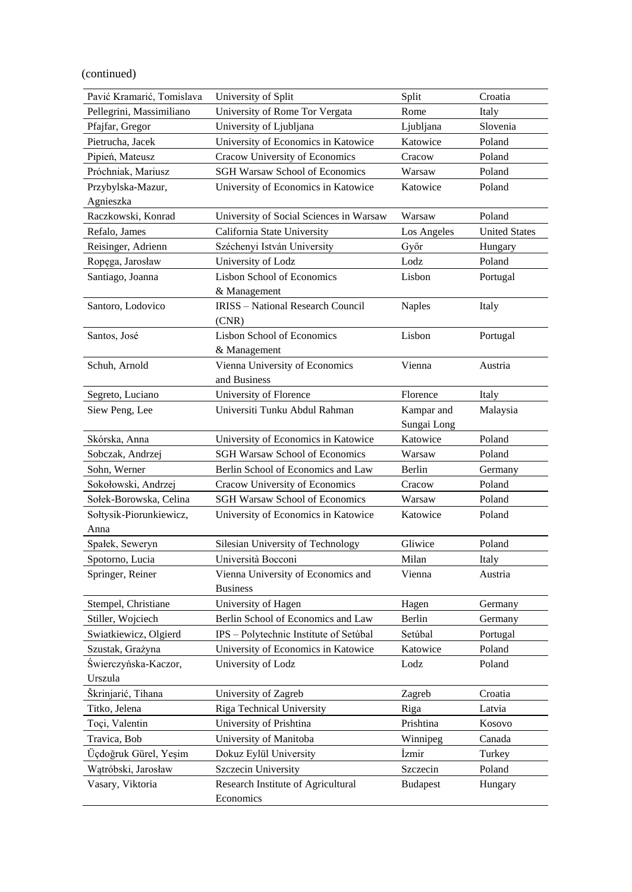(continued)

| | | | |
|---|---|---|---|
| Pavić Kramarić, Tomislava | University of Split | Split | Croatia |
| Pellegrini, Massimiliano | University of Rome Tor Vergata | Rome | Italy |
| Pfajfar, Gregor | University of Ljubljana | Ljubljana | Slovenia |
| Pietrucha, Jacek | University of Economics in Katowice | Katowice | Poland |
| Pipień, Mateusz | Cracow University of Economics | Cracow | Poland |
| Próchniak, Mariusz | SGH Warsaw School of Economics | Warsaw | Poland |
| Przybylska-Mazur, Agnieszka | University of Economics in Katowice | Katowice | Poland |
| Raczkowski, Konrad | University of Social Sciences in Warsaw | Warsaw | Poland |
| Refalo, James | California State University | Los Angeles | United States |
| Reisinger, Adrienn | Széchenyi István University | Győr | Hungary |
| Ropęga, Jarosław | University of Lodz | Lodz | Poland |
| Santiago, Joanna | Lisbon School of Economics & Management | Lisbon | Portugal |
| Santoro, Lodovico | IRISS – National Research Council (CNR) | Naples | Italy |
| Santos, José | Lisbon School of Economics & Management | Lisbon | Portugal |
| Schuh, Arnold | Vienna University of Economics and Business | Vienna | Austria |
| Segreto, Luciano | University of Florence | Florence | Italy |
| Siew Peng, Lee | Universiti Tunku Abdul Rahman | Kampar and Sungai Long | Malaysia |
| Skórska, Anna | University of Economics in Katowice | Katowice | Poland |
| Sobczak, Andrzej | SGH Warsaw School of Economics | Warsaw | Poland |
| Sohn, Werner | Berlin School of Economics and Law | Berlin | Germany |
| Sokołowski, Andrzej | Cracow University of Economics | Cracow | Poland |
| Sołek-Borowska, Celina | SGH Warsaw School of Economics | Warsaw | Poland |
| Sołtysik-Piorunkiewicz, Anna | University of Economics in Katowice | Katowice | Poland |
| Spałek, Seweryn | Silesian University of Technology | Gliwice | Poland |
| Spotorno, Lucia | Università Bocconi | Milan | Italy |
| Springer, Reiner | Vienna University of Economics and Business | Vienna | Austria |
| Stempel, Christiane | University of Hagen | Hagen | Germany |
| Stiller, Wojciech | Berlin School of Economics and Law | Berlin | Germany |
| Swiatkiewicz, Olgierd | IPS – Polytechnic Institute of Setúbal | Setúbal | Portugal |
| Szustak, Grażyna | University of Economics in Katowice | Katowice | Poland |
| Świerczyńska-Kaczor, Urszula | University of Lodz | Lodz | Poland |
| Škrinjarić, Tihana | University of Zagreb | Zagreb | Croatia |
| Titko, Jelena | Riga Technical University | Riga | Latvia |
| Toçi, Valentin | University of Prishtina | Prishtina | Kosovo |
| Travica, Bob | University of Manitoba | Winnipeg | Canada |
| Üçdoğruk Gürel, Yeşim | Dokuz Eylül University | İzmir | Turkey |
| Wątróbski, Jarosław | Szczecin University | Szczecin | Poland |
| Vasary, Viktoria | Research Institute of Agricultural Economics | Budapest | Hungary |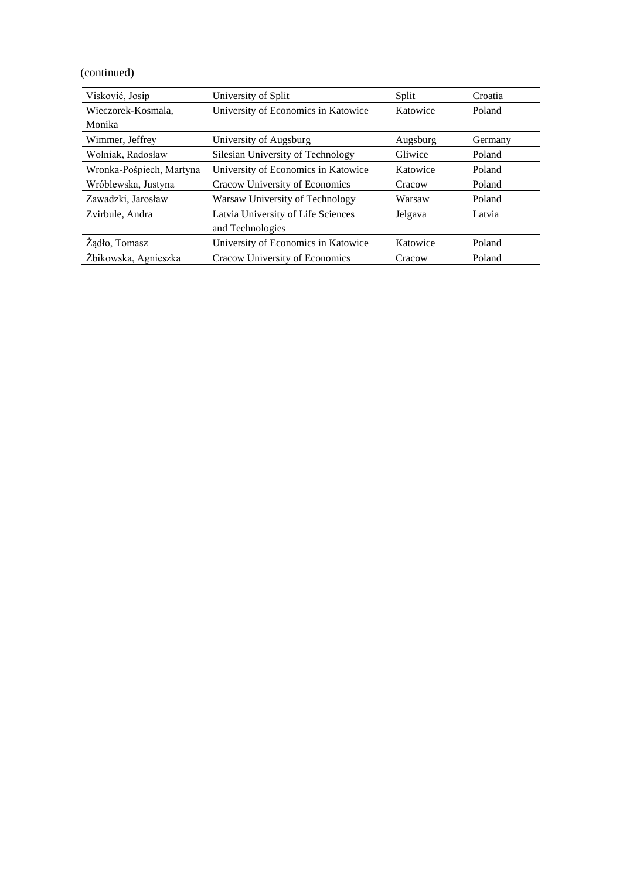(continued)

| | | | |
|---|---|---|---|
| Visković, Josip | University of Split | Split | Croatia |
| Wieczorek-Kosmala, Monika | University of Economics in Katowice | Katowice | Poland |
| Wimmer, Jeffrey | University of Augsburg | Augsburg | Germany |
| Wolniak, Radosław | Silesian University of Technology | Gliwice | Poland |
| Wronka-Pośpiech, Martyna | University of Economics in Katowice | Katowice | Poland |
| Wróblewska, Justyna | Cracow University of Economics | Cracow | Poland |
| Zawadzki, Jarosław | Warsaw University of Technology | Warsaw | Poland |
| Zvirbule, Andra | Latvia University of Life Sciences and Technologies | Jelgava | Latvia |
| Żądło, Tomasz | University of Economics in Katowice | Katowice | Poland |
| Żbikowska, Agnieszka | Cracow University of Economics | Cracow | Poland |